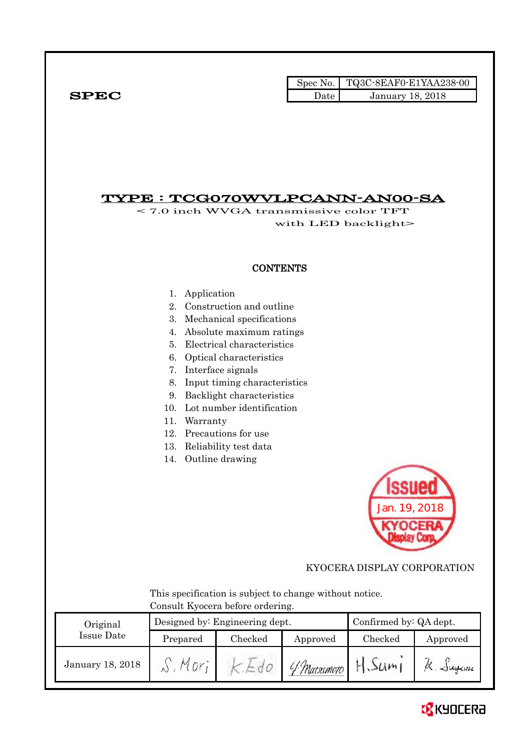**SPEC**

| Spec No. | TQ3C-8EAF0-E1YAA238-00 |
|---|---|
| Date | January 18, 2018 |

# TYPE : TCG070WVLPCANN-AN00-SA

< 7.0 inch WVGA transmissive color TFT with LED backlight>

## CONTENTS

1. Application
2. Construction and outline
3. Mechanical specifications
4. Absolute maximum ratings
5. Electrical characteristics
6. Optical characteristics
7. Interface signals
8. Input timing characteristics
9. Backlight characteristics
10. Lot number identification
11. Warranty
12. Precautions for use
13. Reliability test data
14. Outline drawing

Issued Jan. 19, 2018 KYOCERA Display Corp.

KYOCERA DISPLAY CORPORATION

This specification is subject to change without notice.
Consult Kyocera before ordering.

| Original Issue Date | Designed by: Engineering dept. | | | Confirmed by: QA dept. | |
|---|---|---|---|---|---|
| | Prepared | Checked | Approved | Checked | Approved |
| January 18, 2018 | S. Mori | K. Edo | Y. Matsumoto | H. Sumi | K. Sugawara |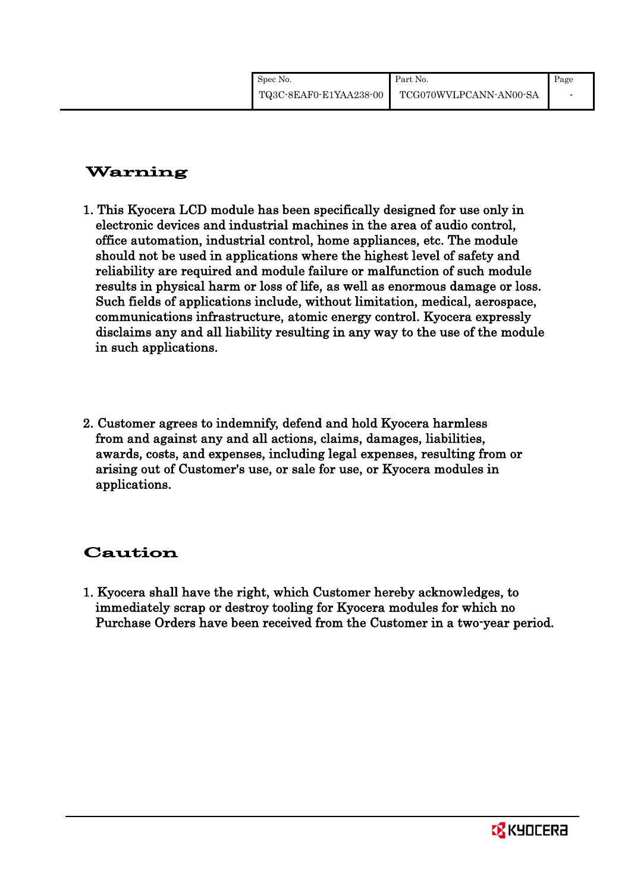## Warning

1. This Kyocera LCD module has been specifically designed for use only in electronic devices and industrial machines in the area of audio control, office automation, industrial control, home appliances, etc. The module should not be used in applications where the highest level of safety and reliability are required and module failure or malfunction of such module results in physical harm or loss of life, as well as enormous damage or loss. Such fields of applications include, without limitation, medical, aerospace, communications infrastructure, atomic energy control. Kyocera expressly disclaims any and all liability resulting in any way to the use of the module in such applications.

2. Customer agrees to indemnify, defend and hold Kyocera harmless from and against any and all actions, claims, damages, liabilities, awards, costs, and expenses, including legal expenses, resulting from or arising out of Customer's use, or sale for use, or Kyocera modules in applications.

## Caution

1. Kyocera shall have the right, which Customer hereby acknowledges, to immediately scrap or destroy tooling for Kyocera modules for which no Purchase Orders have been received from the Customer in a two-year period.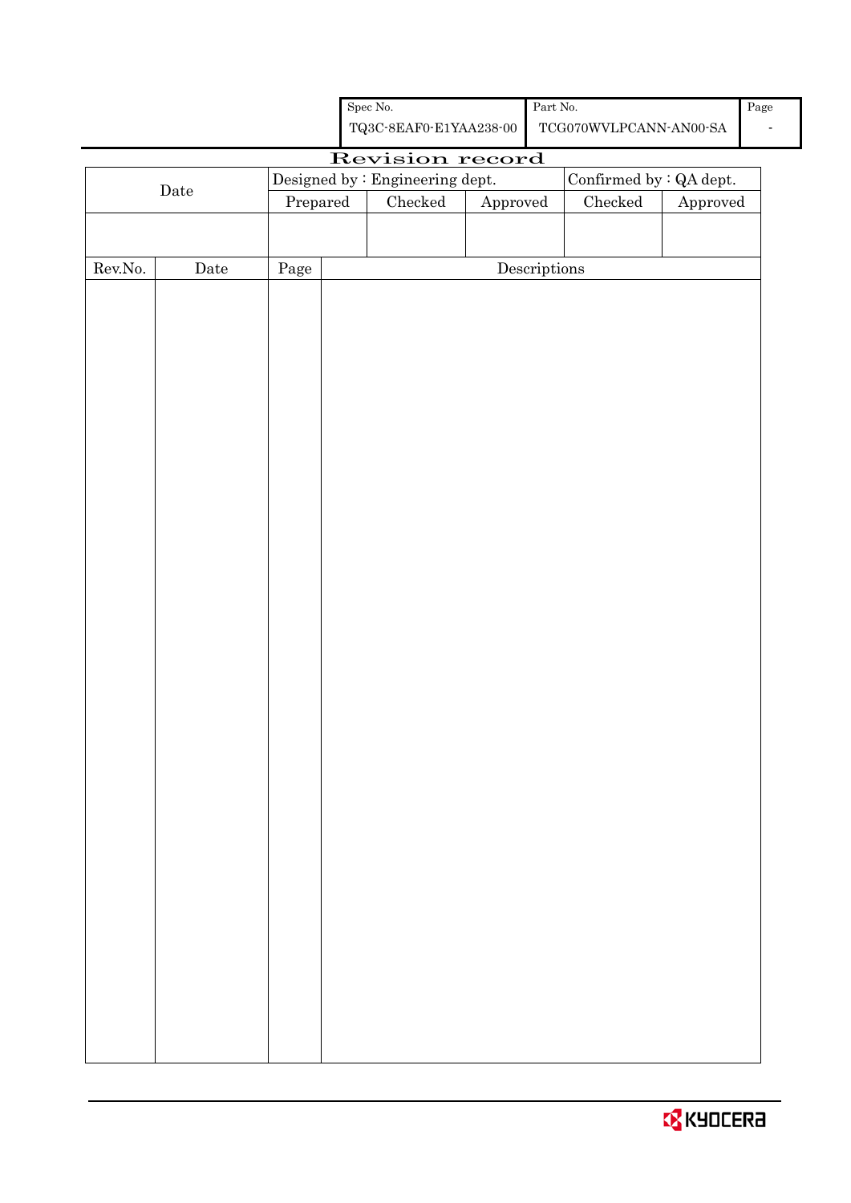| Spec No. | Part No. | Page |
|---|---|---|
| TQ3C-8EAF0-E1YAA238-00 | TCG070WVLPCANN-AN00-SA | - |

# Revision record

| Date | Designed by : Engineering dept. | | | Confirmed by : QA dept. | |
|---|---|---|---|---|---|
| | Prepared | Checked | Approved | Checked | Approved |
| | | | | | |

| Rev.No. | Date | Page | Descriptions |
|---|---|---|---|
| | | | |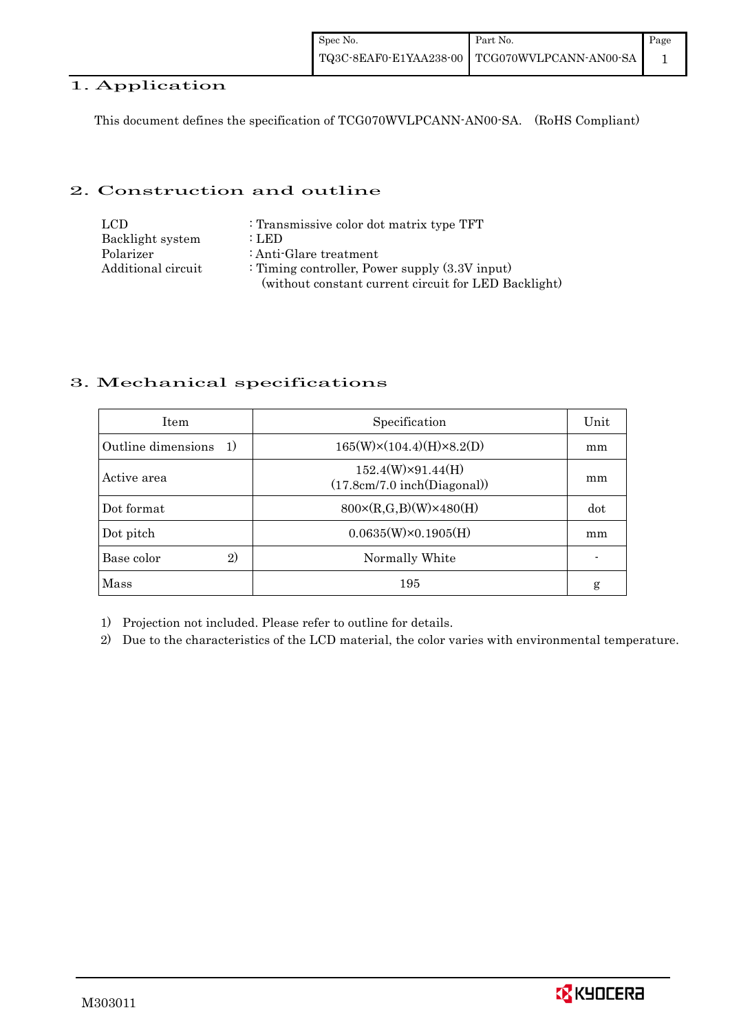## 1. Application

This document defines the specification of TCG070WVLPCANN-AN00-SA. (RoHS Compliant)

## 2. Construction and outline

| | |
|---|---|
| LCD | : Transmissive color dot matrix type TFT |
| Backlight system | : LED |
| Polarizer | : Anti-Glare treatment |
| Additional circuit | : Timing controller, Power supply (3.3V input) (without constant current circuit for LED Backlight) |

## 3. Mechanical specifications

| Item | Specification | Unit |
|---|---|---|
| Outline dimensions 1) | 165(W)×(104.4)(H)×8.2(D) | mm |
| Active area | 152.4(W)×91.44(H) (17.8cm/7.0 inch(Diagonal)) | mm |
| Dot format | 800×(R,G,B)(W)×480(H) | dot |
| Dot pitch | 0.0635(W)×0.1905(H) | mm |
| Base color 2) | Normally White | - |
| Mass | 195 | g |

1) Projection not included. Please refer to outline for details.

2) Due to the characteristics of the LCD material, the color varies with environmental temperature.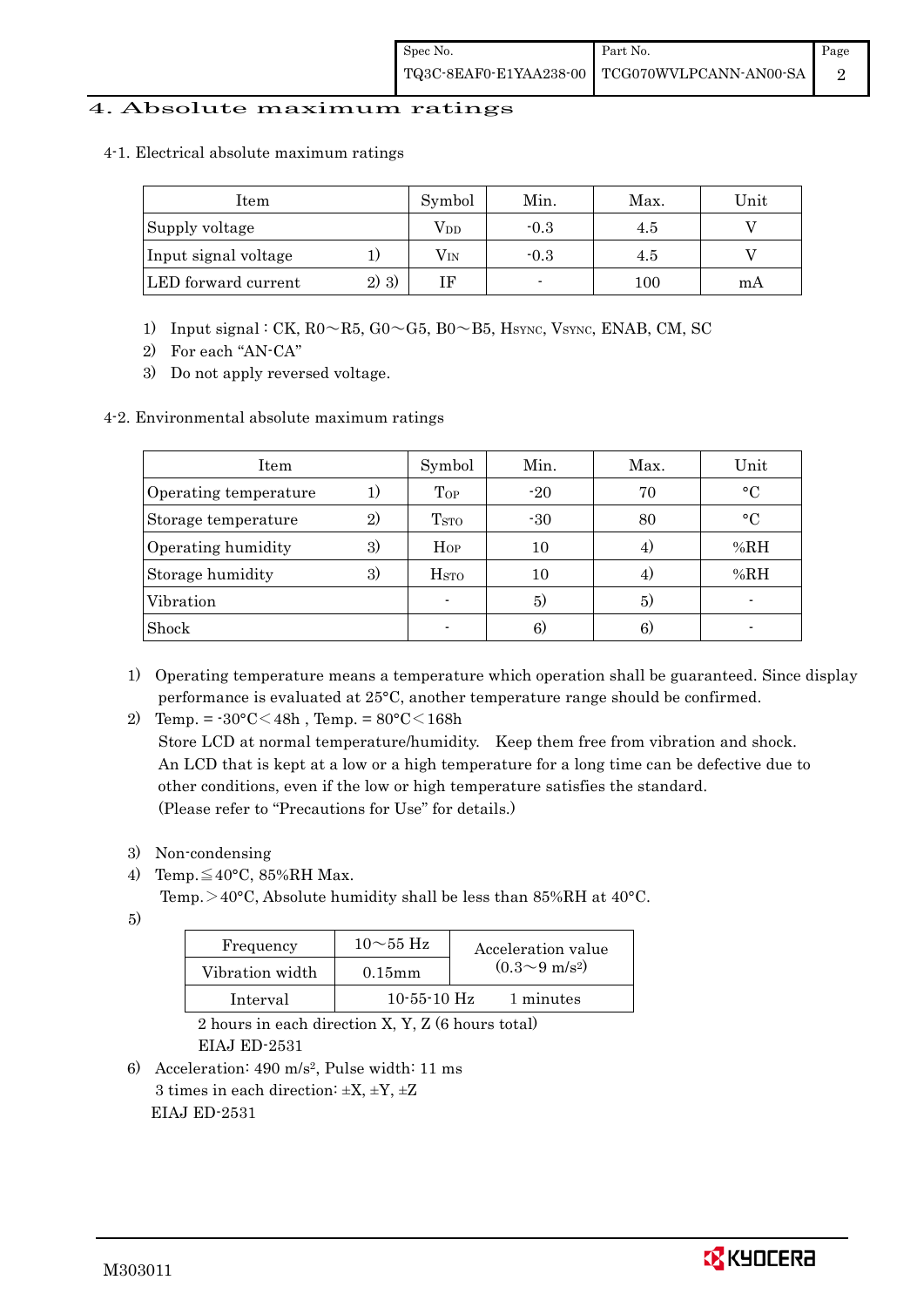# 4. Absolute maximum ratings

## 4-1. Electrical absolute maximum ratings

| Item | | Symbol | Min. | Max. | Unit |
|---|---|---|---|---|---|
| Supply voltage | | $V_{DD}$ | -0.3 | 4.5 | V |
| Input signal voltage | 1) | $V_{IN}$ | -0.3 | 4.5 | V |
| LED forward current | 2) 3) | IF | - | 100 | mA |

1) Input signal : CK, R0～R5, G0～G5, B0～B5, $H_{SYNC}$, $V_{SYNC}$, ENAB, CM, SC
2) For each "AN-CA"
3) Do not apply reversed voltage.

## 4-2. Environmental absolute maximum ratings

| Item | | Symbol | Min. | Max. | Unit |
|---|---|---|---|---|---|
| Operating temperature | 1) | $T_{OP}$ | -20 | 70 | °C |
| Storage temperature | 2) | $T_{STO}$ | -30 | 80 | °C |
| Operating humidity | 3) | $H_{OP}$ | 10 | 4) | %RH |
| Storage humidity | 3) | $H_{STO}$ | 10 | 4) | %RH |
| Vibration | | - | 5) | 5) | - |
| Shock | | - | 6) | 6) | - |

1) Operating temperature means a temperature which operation shall be guaranteed. Since display performance is evaluated at 25°C, another temperature range should be confirmed.
2) Temp. = -30°C＜48h , Temp. = 80°C＜168h
   Store LCD at normal temperature/humidity. Keep them free from vibration and shock.
   An LCD that is kept at a low or a high temperature for a long time can be defective due to other conditions, even if the low or high temperature satisfies the standard.
   (Please refer to "Precautions for Use" for details.)
3) Non-condensing
4) Temp.≦40°C, 85%RH Max.
   Temp.＞40°C, Absolute humidity shall be less than 85%RH at 40°C.
5)

| Frequency | 10～55 Hz | Acceleration value ($0.3～9\ m/s^2$) |
|---|---|---|
| Vibration width | 0.15mm | |
| Interval | 10-55-10 Hz | 1 minutes |

   2 hours in each direction X, Y, Z (6 hours total)
   EIAJ ED-2531
6) Acceleration: $490\ m/s^2$, Pulse width: 11 ms
   3 times in each direction: ±X, ±Y, ±Z
   EIAJ ED-2531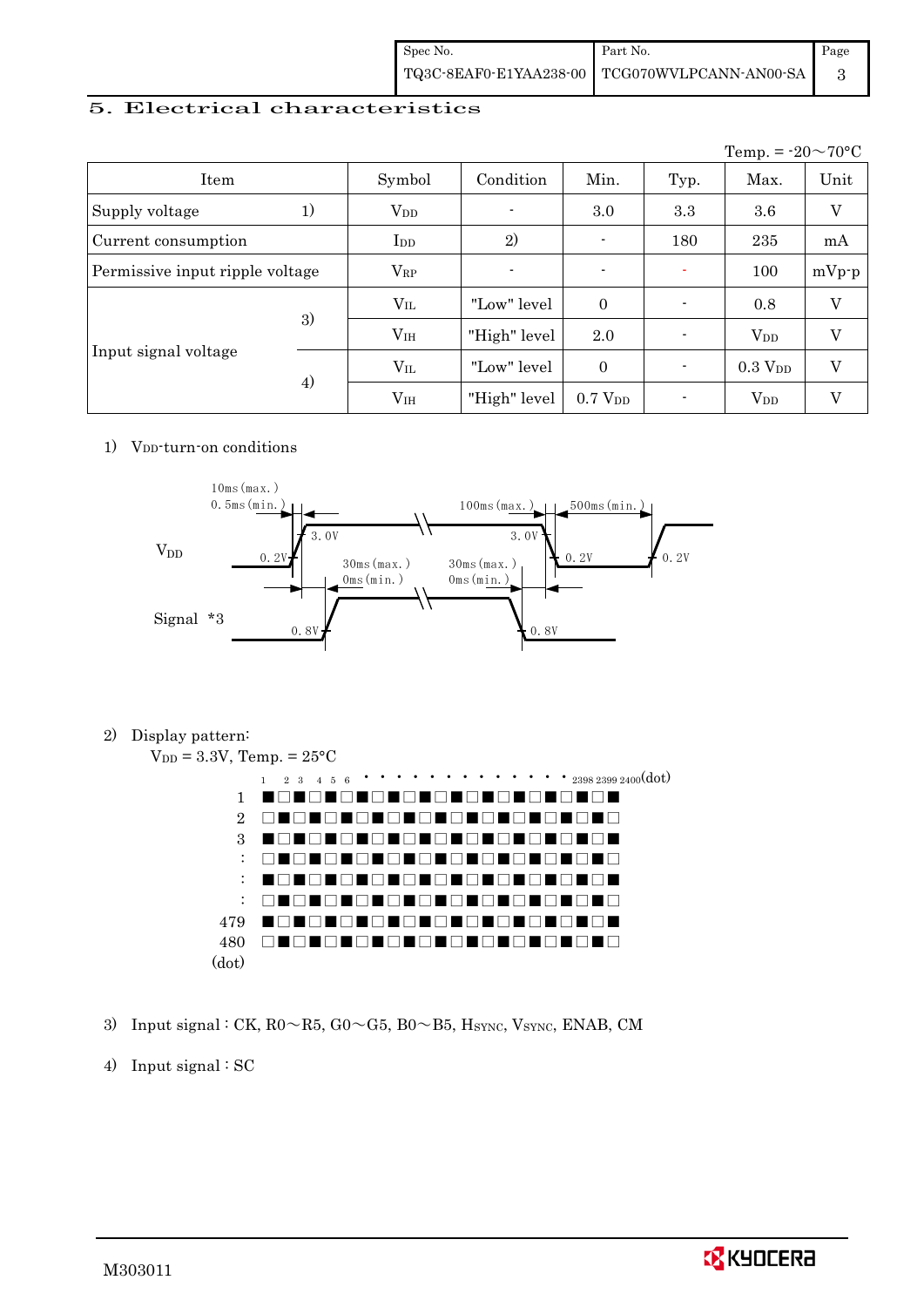## 5. Electrical characteristics

Temp. = -20～70°C

| Item | | Symbol | Condition | Min. | Typ. | Max. | Unit |
|---|---|---|---|---|---|---|---|
| Supply voltage | 1) | $V_{DD}$ | - | 3.0 | 3.3 | 3.6 | V |
| Current consumption | | $I_{DD}$ | 2) | - | 180 | 235 | mA |
| Permissive input ripple voltage | | $V_{RP}$ | - | - | - | 100 | mVp-p |
| Input signal voltage | 3) | $V_{IL}$ | "Low" level | 0 | - | 0.8 | V |
| | | $V_{IH}$ | "High" level | 2.0 | - | $V_{DD}$ | V |
| | 4) | $V_{IL}$ | "Low" level | 0 | - | 0.3 $V_{DD}$ | V |
| | | $V_{IH}$ | "High" level | 0.7 $V_{DD}$ | - | $V_{DD}$ | V |

1) $V_{DD}$-turn-on conditions

$V_{DD}$: 10ms (max.), 0.5ms (min.), 3.0V, 0.2V, 100ms (max.), 3.0V, 0.2V, 500ms (min.), 0.2V

Signal *3: 30ms (max.), 0ms (min.), 0.8V, 30ms (max.), 0ms (min.), 0.8V

2) Display pattern:

$V_{DD}$ = 3.3V, Temp. = 25°C

1 2 3 4 5 6 · · · · · · · · · · · · · 2398 2399 2400 (dot)

| Line | Pattern |
|---|---|
| 1 | ■□■□■□■□■□■□■□■□■□■□■□■ |
| 2 | □■□■□■□■□■□■□■□■□■□■□■□ |
| 3 | ■□■□■□■□■□■□■□■□■□■□■□■ |
| : | □■□■□■□■□■□■□■□■□■□■□■□ |
| : | ■□■□■□■□■□■□■□■□■□■□■□■ |
| : | □■□■□■□■□■□■□■□■□■□■□■□ |
| 479 | ■□■□■□■□■□■□■□■□■□■□■□■ |
| 480 | □■□■□■□■□■□■□■□■□■□■□■□ |

(dot)

3) Input signal : CK, R0～R5, G0～G5, B0～B5, $H_{SYNC}$, $V_{SYNC}$, ENAB, CM

4) Input signal : SC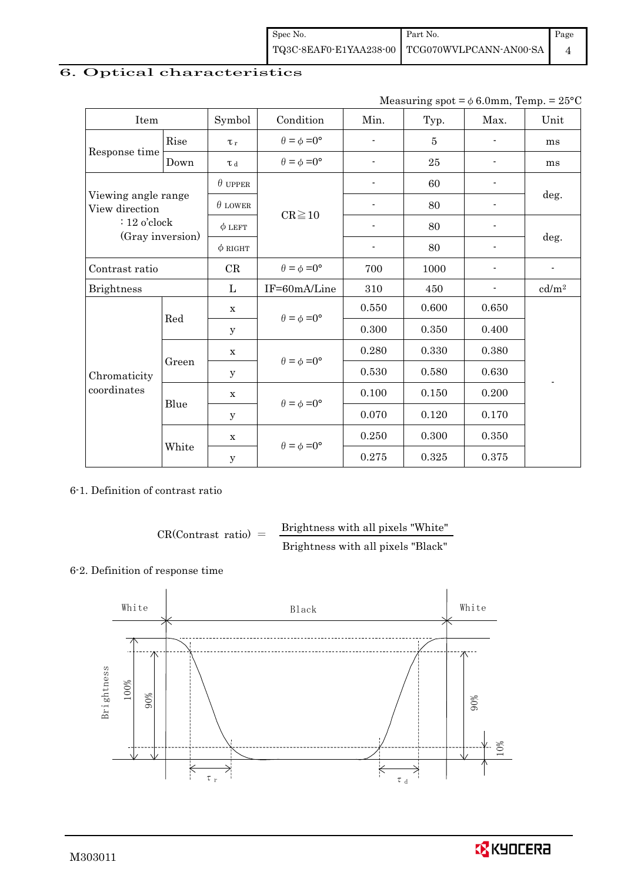# 6. Optical characteristics

Measuring spot = $\phi$ 6.0mm, Temp. = 25°C

| Item | | Symbol | Condition | Min. | Typ. | Max. | Unit |
|---|---|---|---|---|---|---|---|
| Response time | Rise | $\tau_r$ | $\theta = \phi = 0°$ | - | 5 | - | ms |
| | Down | $\tau_d$ | $\theta = \phi = 0°$ | - | 25 | - | ms |
| Viewing angle range View direction : 12 o'clock (Gray inversion) | | $\theta$ UPPER | CR≧10 | - | 60 | - | deg. |
| | | $\theta$ LOWER | | - | 80 | - | |
| | | $\phi$ LEFT | | - | 80 | - | deg. |
| | | $\phi$ RIGHT | | - | 80 | - | |
| Contrast ratio | | CR | $\theta = \phi = 0°$ | 700 | 1000 | - | - |
| Brightness | | L | IF=60mA/Line | 310 | 450 | - | cd/m² |
| Chromaticity coordinates | Red | x | $\theta = \phi = 0°$ | 0.550 | 0.600 | 0.650 | - |
| | | y | | 0.300 | 0.350 | 0.400 | |
| | Green | x | $\theta = \phi = 0°$ | 0.280 | 0.330 | 0.380 | |
| | | y | | 0.530 | 0.580 | 0.630 | |
| | Blue | x | $\theta = \phi = 0°$ | 0.100 | 0.150 | 0.200 | |
| | | y | | 0.070 | 0.120 | 0.170 | |
| | White | x | $\theta = \phi = 0°$ | 0.250 | 0.300 | 0.350 | |
| | | y | | 0.275 | 0.325 | 0.375 | |

6-1. Definition of contrast ratio

$$\text{CR(Contrast ratio)} = \frac{\text{Brightness with all pixels "White"}}{\text{Brightness with all pixels "Black"}}$$

6-2. Definition of response time

White — Black — White

Brightness, 100%, 90%, 90%, 10%

$\tau_r$ $\tau_d$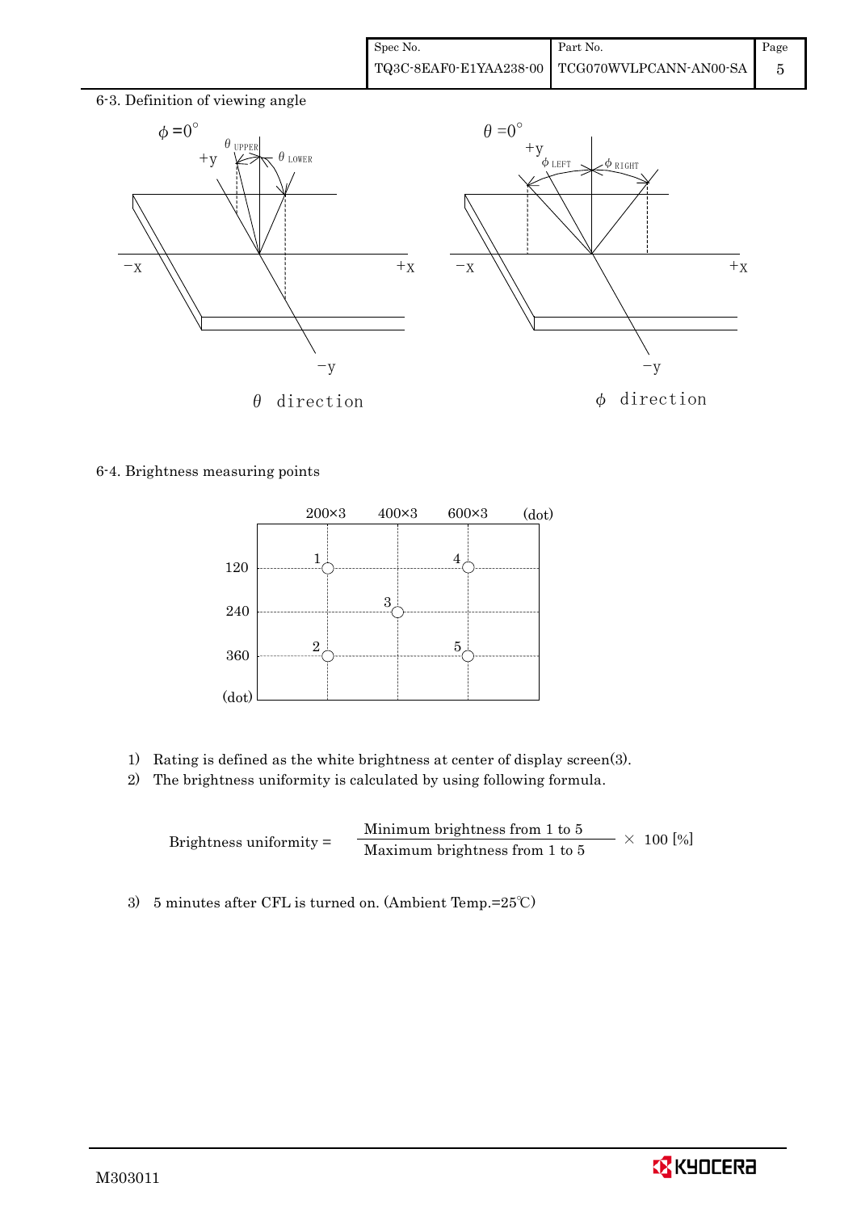6-3. Definition of viewing angle

$\phi = 0°$

$\theta_{UPPER}$ $\theta_{LOWER}$

$\theta$ direction

$\theta = 0°$

$\phi_{LEFT}$ $\phi_{RIGHT}$

$\phi$ direction

6-4. Brightness measuring points

1) Rating is defined as the white brightness at center of display screen(3).
2) The brightness uniformity is calculated by using following formula.

$$\text{Brightness uniformity} = \frac{\text{Minimum brightness from 1 to 5}}{\text{Maximum brightness from 1 to 5}} \times 100\ [\%]$$

3) 5 minutes after CFL is turned on. (Ambient Temp.=25℃)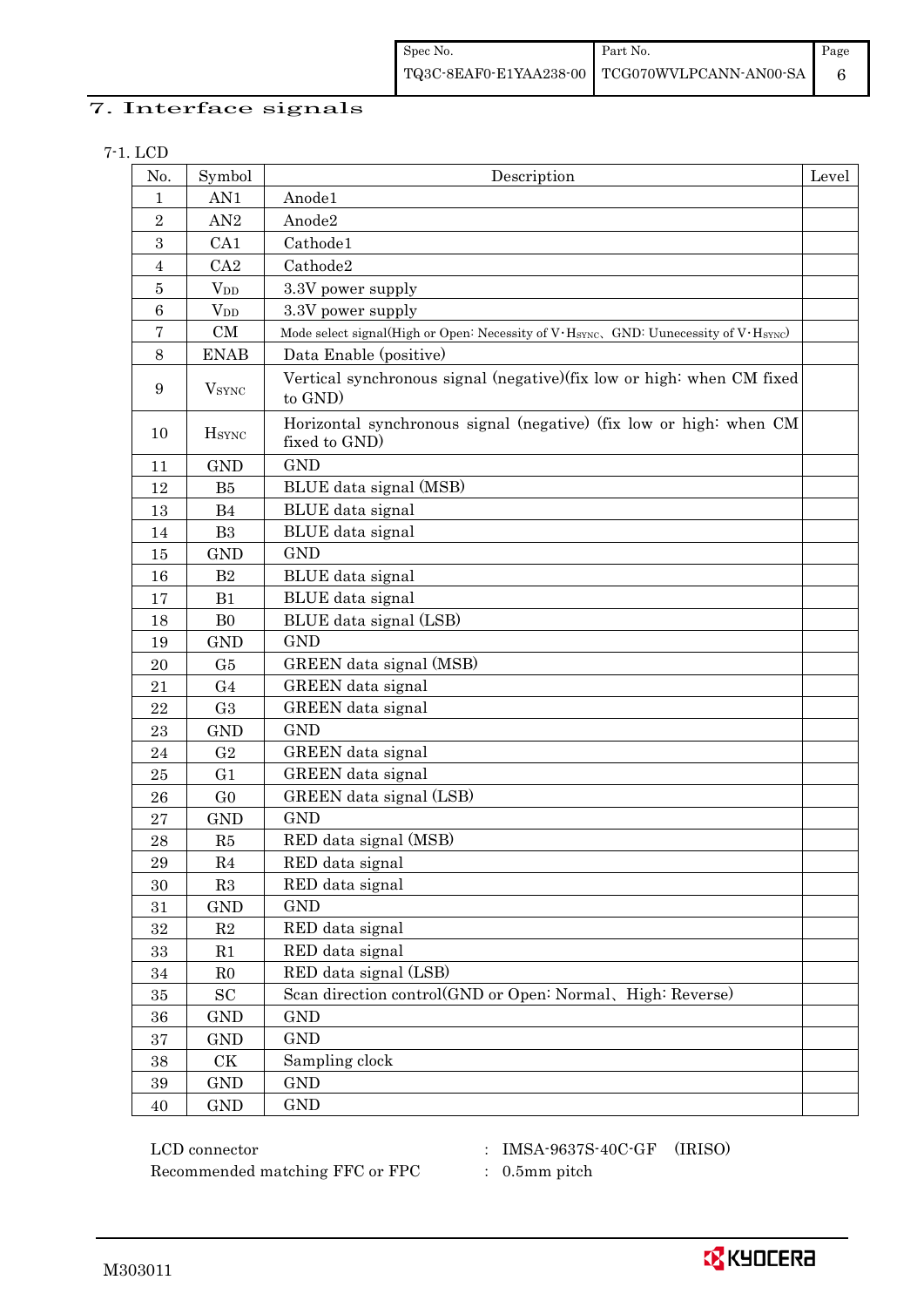## 7. Interface signals

7-1. LCD

| No. | Symbol | Description | Level |
|---|---|---|---|
| 1 | AN1 | Anode1 | |
| 2 | AN2 | Anode2 | |
| 3 | CA1 | Cathode1 | |
| 4 | CA2 | Cathode2 | |
| 5 | $V_{DD}$ | 3.3V power supply | |
| 6 | $V_{DD}$ | 3.3V power supply | |
| 7 | CM | Mode select signal(High or Open: Necessity of V･$H_{SYNC}$、GND: Uunecessity of V･$H_{SYNC}$) | |
| 8 | ENAB | Data Enable (positive) | |
| 9 | $V_{SYNC}$ | Vertical synchronous signal (negative)(fix low or high: when CM fixed to GND) | |
| 10 | $H_{SYNC}$ | Horizontal synchronous signal (negative) (fix low or high: when CM fixed to GND) | |
| 11 | GND | GND | |
| 12 | B5 | BLUE data signal (MSB) | |
| 13 | B4 | BLUE data signal | |
| 14 | B3 | BLUE data signal | |
| 15 | GND | GND | |
| 16 | B2 | BLUE data signal | |
| 17 | B1 | BLUE data signal | |
| 18 | B0 | BLUE data signal (LSB) | |
| 19 | GND | GND | |
| 20 | G5 | GREEN data signal (MSB) | |
| 21 | G4 | GREEN data signal | |
| 22 | G3 | GREEN data signal | |
| 23 | GND | GND | |
| 24 | G2 | GREEN data signal | |
| 25 | G1 | GREEN data signal | |
| 26 | G0 | GREEN data signal (LSB) | |
| 27 | GND | GND | |
| 28 | R5 | RED data signal (MSB) | |
| 29 | R4 | RED data signal | |
| 30 | R3 | RED data signal | |
| 31 | GND | GND | |
| 32 | R2 | RED data signal | |
| 33 | R1 | RED data signal | |
| 34 | R0 | RED data signal (LSB) | |
| 35 | SC | Scan direction control(GND or Open: Normal、High: Reverse) | |
| 36 | GND | GND | |
| 37 | GND | GND | |
| 38 | CK | Sampling clock | |
| 39 | GND | GND | |
| 40 | GND | GND | |

LCD connector : IMSA-9637S-40C-GF (IRISO)
Recommended matching FFC or FPC : 0.5mm pitch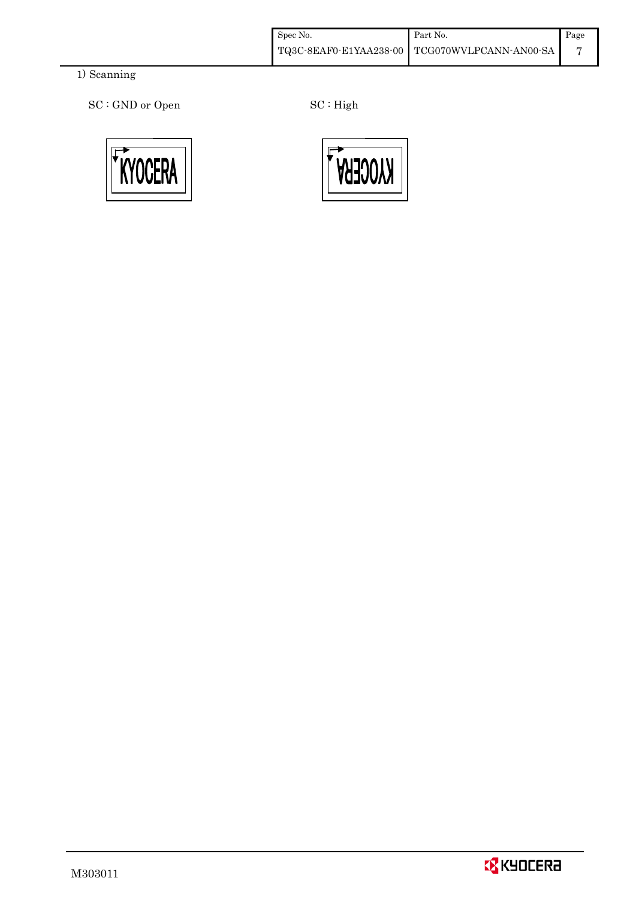1) Scanning

SC : GND or Open

SC : High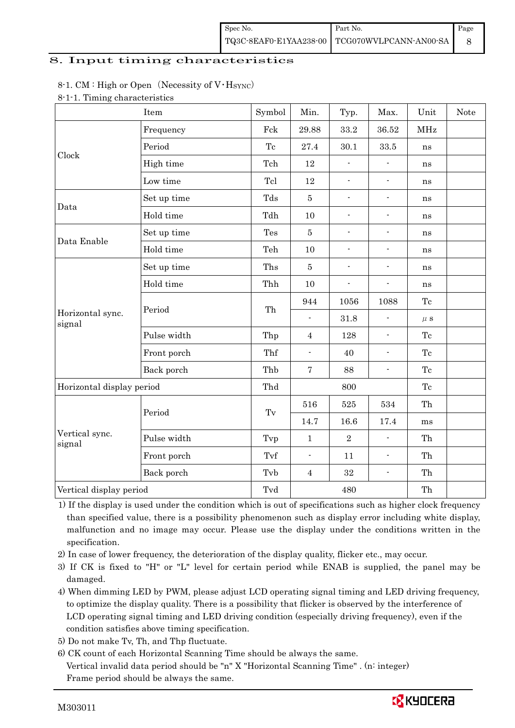## 8. Input timing characteristics

8-1. CM : High or Open（Necessity of V･$H_{SYNC}$）

8-1-1. Timing characteristics

| Item | | Symbol | Min. | Typ. | Max. | Unit | Note |
|---|---|---|---|---|---|---|---|
| Clock | Frequency | Fck | 29.88 | 33.2 | 36.52 | MHz | |
| | Period | Tc | 27.4 | 30.1 | 33.5 | ns | |
| | High time | Tch | 12 | - | - | ns | |
| | Low time | Tcl | 12 | - | - | ns | |
| Data | Set up time | Tds | 5 | - | - | ns | |
| | Hold time | Tdh | 10 | - | - | ns | |
| Data Enable | Set up time | Tes | 5 | - | - | ns | |
| | Hold time | Teh | 10 | - | - | ns | |
| Horizontal sync. signal | Set up time | Ths | 5 | - | - | ns | |
| | Hold time | Thh | 10 | - | - | ns | |
| | Period | Th | 944 | 1056 | 1088 | Tc | |
| | | | - | 31.8 | - | μs | |
| | Pulse width | Thp | 4 | 128 | - | Tc | |
| | Front porch | Thf | - | 40 | - | Tc | |
| | Back porch | Thb | 7 | 88 | - | Tc | |
| Horizontal display period | | Thd | | 800 | | Tc | |
| Vertical sync. signal | Period | Tv | 516 | 525 | 534 | Th | |
| | | | 14.7 | 16.6 | 17.4 | ms | |
| | Pulse width | Tvp | 1 | 2 | - | Th | |
| | Front porch | Tvf | - | 11 | - | Th | |
| | Back porch | Tvb | 4 | 32 | - | Th | |
| Vertical display period | | Tvd | | 480 | | Th | |

1) If the display is used under the condition which is out of specifications such as higher clock frequency than specified value, there is a possibility phenomenon such as display error including white display, malfunction and no image may occur. Please use the display under the conditions written in the specification.

2) In case of lower frequency, the deterioration of the display quality, flicker etc., may occur.

3) If CK is fixed to "H" or "L" level for certain period while ENAB is supplied, the panel may be damaged.

4) When dimming LED by PWM, please adjust LCD operating signal timing and LED driving frequency, to optimize the display quality. There is a possibility that flicker is observed by the interference of LCD operating signal timing and LED driving condition (especially driving frequency), even if the condition satisfies above timing specification.

5) Do not make Tv, Th, and Thp fluctuate.

6) CK count of each Horizontal Scanning Time should be always the same.
Vertical invalid data period should be "n" X "Horizontal Scanning Time" . (n: integer)
Frame period should be always the same.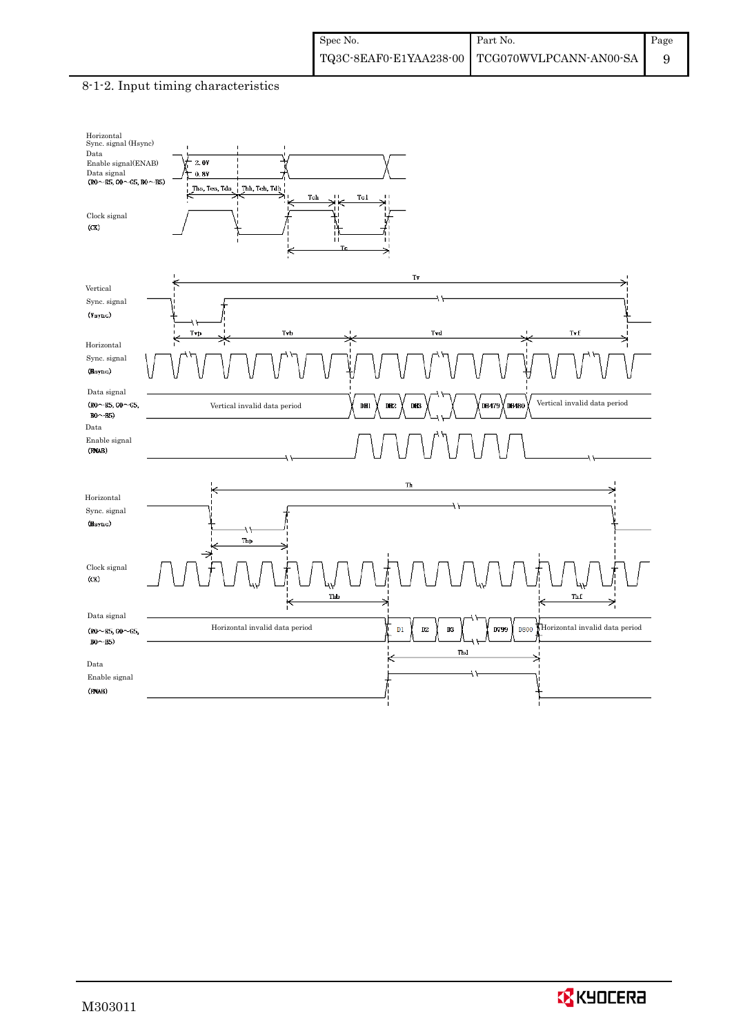8-1-2. Input timing characteristics

Horizontal Sync. signal (Hsync)
Data Enable signal(ENAB)
Data signal
(R0～R5, G0～G5, B0～B5)

2.0V
0.8V

Ths, Tes, Tds
Thh, Teh, Tdh
Tch
Tcl

Clock signal
(CK)

Tc

Tv

Vertical Sync. signal
(Vsync)

Tvp
Tvb
Tvd
Tvf

Horizontal Sync. signal
(Hsync)

Data signal
(R0～R5, G0～G5, B0～B5)

Vertical invalid data period
DH1 DH2 DH3 DH479 DH480
Vertical invalid data period

Data Enable signal
(ENAB)

Th

Horizontal Sync. signal
(Hsync)

Thp

Clock signal
(CK)

Thb
Thf

Data signal
(R0～R5, G0～G5, B0～B5)

Horizontal invalid data period
D1 D2 D3 D799 D800
Horizontal invalid data period

Thd

Data Enable signal
(ENAB)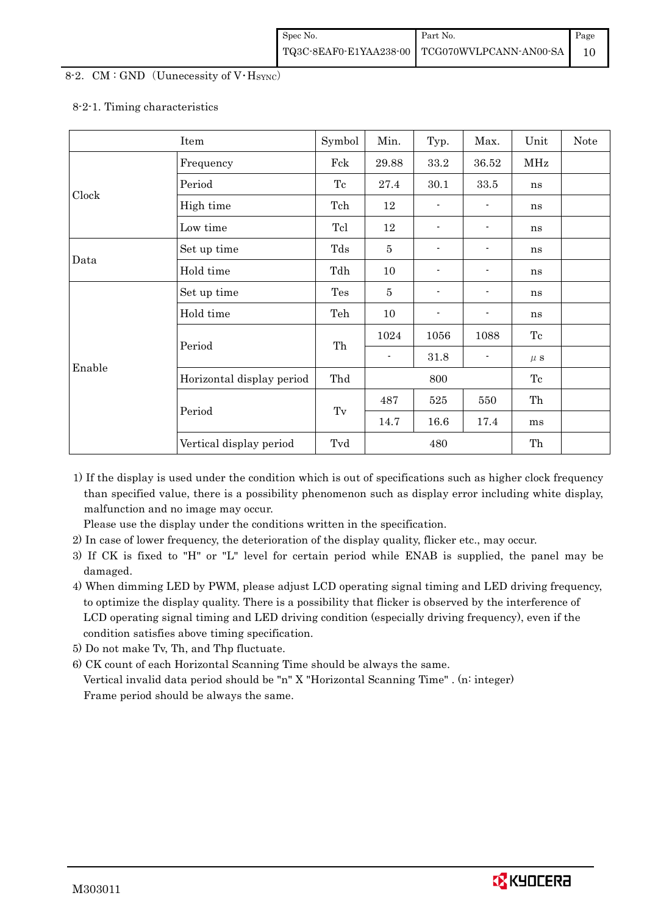8-2. CM : GND (Uunecessity of V･$H_{SYNC}$)

8-2-1. Timing characteristics

| Item | | Symbol | Min. | Typ. | Max. | Unit | Note |
|---|---|---|---|---|---|---|---|
| Clock | Frequency | Fck | 29.88 | 33.2 | 36.52 | MHz | |
| | Period | Tc | 27.4 | 30.1 | 33.5 | ns | |
| | High time | Tch | 12 | - | - | ns | |
| | Low time | Tcl | 12 | - | - | ns | |
| Data | Set up time | Tds | 5 | - | - | ns | |
| | Hold time | Tdh | 10 | - | - | ns | |
| Enable | Set up time | Tes | 5 | - | - | ns | |
| | Hold time | Teh | 10 | - | - | ns | |
| | Period | Th | 1024 | 1056 | 1088 | Tc | |
| | | | - | 31.8 | - | μs | |
| | Horizontal display period | Thd | | 800 | | Tc | |
| | Period | Tv | 487 | 525 | 550 | Th | |
| | | | 14.7 | 16.6 | 17.4 | ms | |
| | Vertical display period | Tvd | | 480 | | Th | |

1) If the display is used under the condition which is out of specifications such as higher clock frequency than specified value, there is a possibility phenomenon such as display error including white display, malfunction and no image may occur.
   Please use the display under the conditions written in the specification.
2) In case of lower frequency, the deterioration of the display quality, flicker etc., may occur.
3) If CK is fixed to "H" or "L" level for certain period while ENAB is supplied, the panel may be damaged.
4) When dimming LED by PWM, please adjust LCD operating signal timing and LED driving frequency, to optimize the display quality. There is a possibility that flicker is observed by the interference of LCD operating signal timing and LED driving condition (especially driving frequency), even if the condition satisfies above timing specification.
5) Do not make Tv, Th, and Thp fluctuate.
6) CK count of each Horizontal Scanning Time should be always the same.
   Vertical invalid data period should be "n" X "Horizontal Scanning Time" . (n: integer)
   Frame period should be always the same.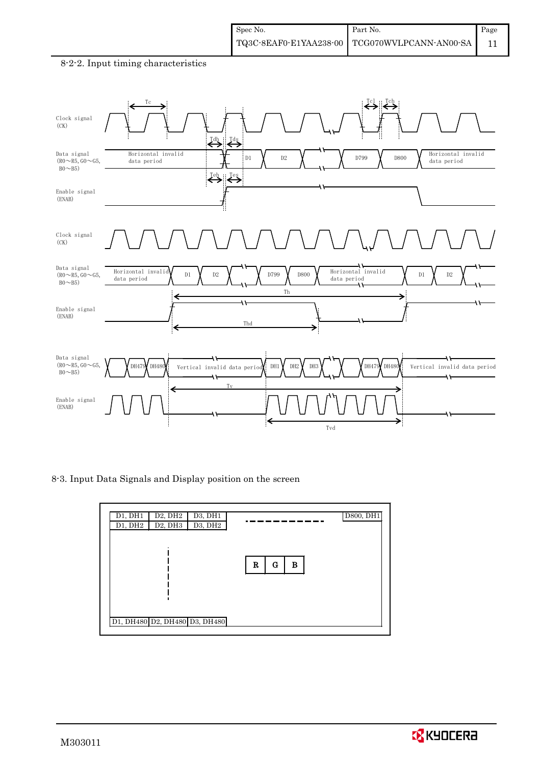8-2-2. Input timing characteristics

Clock signal (CK)

Data signal ($R0\sim R5$, $G0\sim G5$, $B0\sim B5$)

Horizontal invalid data period

D1 D2 D799 D800

Horizontal invalid data period

Enable signal (ENAB)

Tc Tcl Tch Tdh Tds Teh Tes

Clock signal (CK)

Data signal ($R0\sim R5$, $G0\sim G5$, $B0\sim B5$)

Horizontal invalid data period D1 D2 D799 D800 Horizontal invalid data period D1 D2

Th

Enable signal (ENAB)

Thd

Data signal ($R0\sim R5$, $G0\sim G5$, $B0\sim B5$)

DH479 DH480 Vertical invalid data period DH1 DH2 DH3 DH479 DH480 Vertical invalid data period

Tv

Enable signal (ENAB)

Tvd

8-3. Input Data Signals and Display position on the screen

| D1, DH1 | D2, DH2 | D3, DH1 | ----- | D800, DH1 |
|---|---|---|---|---|
| D1, DH2 | D2, DH3 | D3, DH2 | | |
| ¦ | | | R G B | |
| D1, DH480 | D2, DH480 | D3, DH480 | | |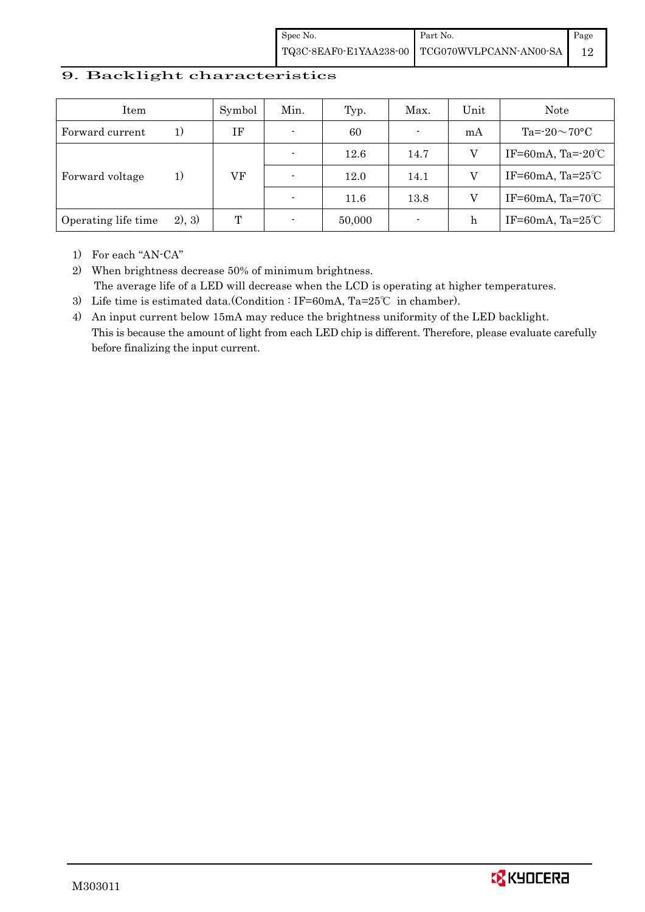## 9. Backlight characteristics

| Item | | Symbol | Min. | Typ. | Max. | Unit | Note |
|---|---|---|---|---|---|---|---|
| Forward current | 1) | IF | - | 60 | - | mA | Ta=-20～70°C |
| Forward voltage | 1) | VF | - | 12.6 | 14.7 | V | IF=60mA, Ta=-20℃ |
| | | | - | 12.0 | 14.1 | V | IF=60mA, Ta=25℃ |
| | | | - | 11.6 | 13.8 | V | IF=60mA, Ta=70℃ |
| Operating life time | 2), 3) | T | - | 50,000 | - | h | IF=60mA, Ta=25℃ |

1) For each "AN-CA"
2) When brightness decrease 50% of minimum brightness.
   The average life of a LED will decrease when the LCD is operating at higher temperatures.
3) Life time is estimated data.(Condition : IF=60mA, Ta=25℃ in chamber).
4) An input current below 15mA may reduce the brightness uniformity of the LED backlight.
   This is because the amount of light from each LED chip is different. Therefore, please evaluate carefully before finalizing the input current.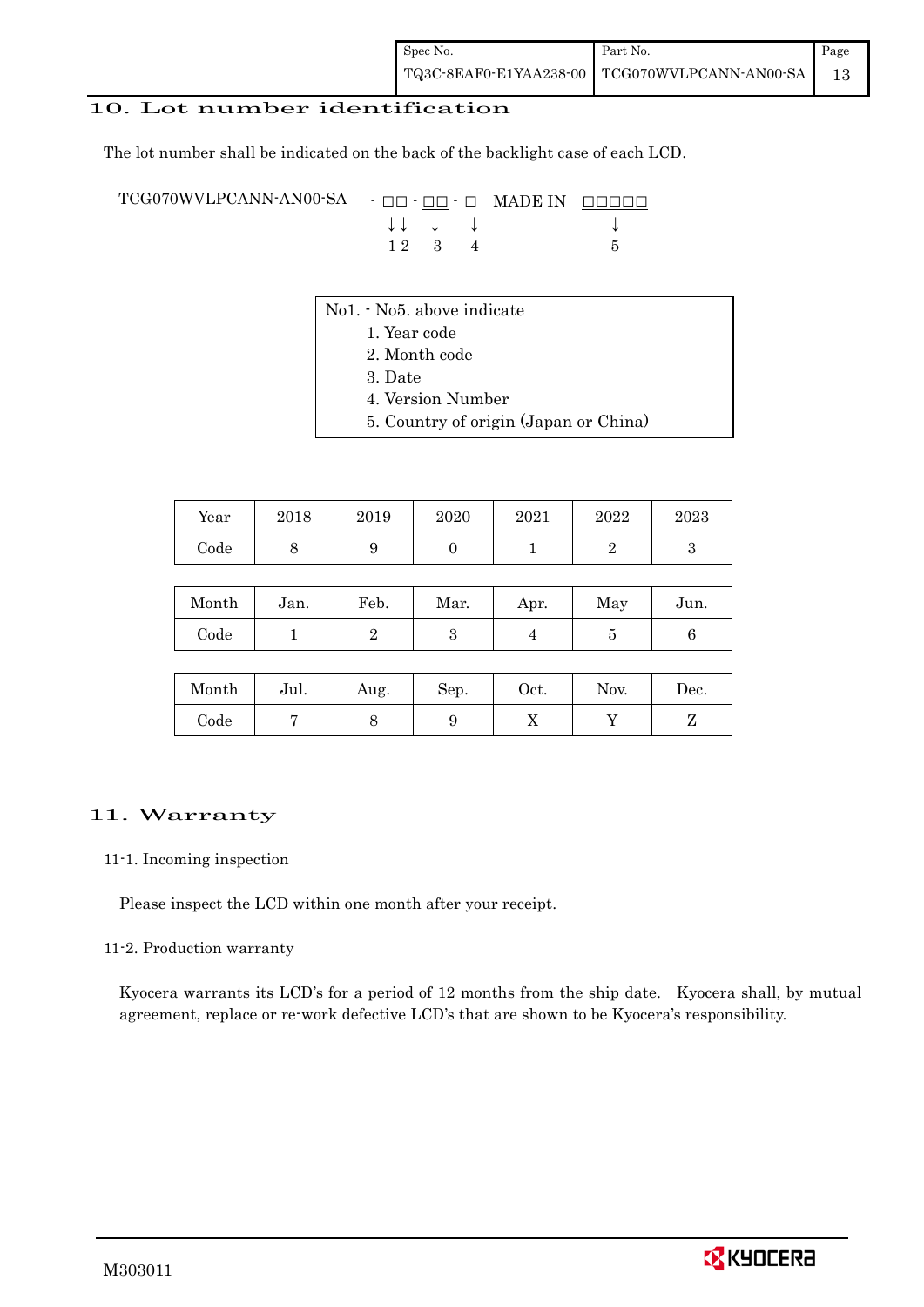## 10. Lot number identification

The lot number shall be indicated on the back of the backlight case of each LCD.

```
TCG070WVLPCANN-AN00-SA   - □□ - □□ - □   MADE IN  □□□□□
                           ↓↓    ↓    ↓             ↓
                           1 2   3    4             5
```

No1. - No5. above indicate

1. Year code
2. Month code
3. Date
4. Version Number
5. Country of origin (Japan or China)

| Year | 2018 | 2019 | 2020 | 2021 | 2022 | 2023 |
|---|---|---|---|---|---|---|
| Code | 8 | 9 | 0 | 1 | 2 | 3 |

| Month | Jan. | Feb. | Mar. | Apr. | May | Jun. |
|---|---|---|---|---|---|---|
| Code | 1 | 2 | 3 | 4 | 5 | 6 |

| Month | Jul. | Aug. | Sep. | Oct. | Nov. | Dec. |
|---|---|---|---|---|---|---|
| Code | 7 | 8 | 9 | X | Y | Z |

## 11. Warranty

### 11-1. Incoming inspection

Please inspect the LCD within one month after your receipt.

### 11-2. Production warranty

Kyocera warrants its LCD's for a period of 12 months from the ship date. Kyocera shall, by mutual agreement, replace or re-work defective LCD's that are shown to be Kyocera's responsibility.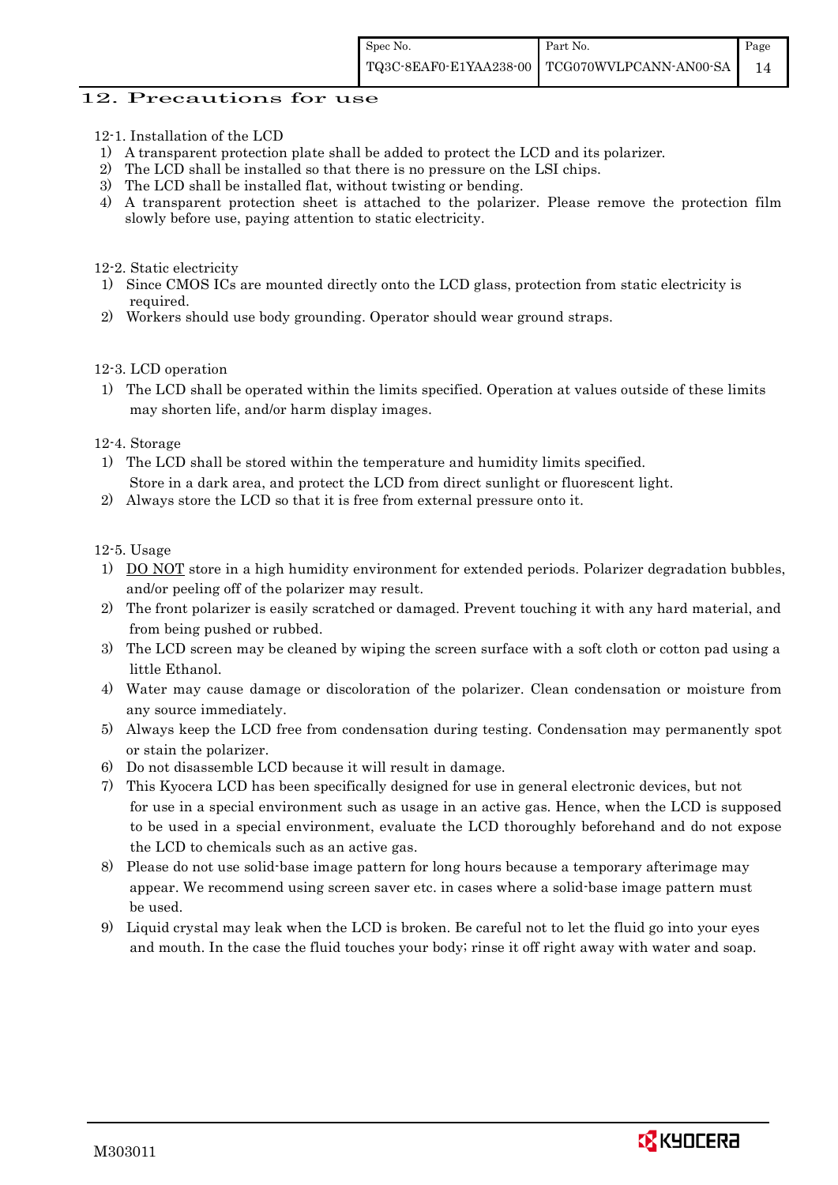## 12. Precautions for use

### 12-1. Installation of the LCD

1) A transparent protection plate shall be added to protect the LCD and its polarizer.
2) The LCD shall be installed so that there is no pressure on the LSI chips.
3) The LCD shall be installed flat, without twisting or bending.
4) A transparent protection sheet is attached to the polarizer. Please remove the protection film slowly before use, paying attention to static electricity.

### 12-2. Static electricity

1) Since CMOS ICs are mounted directly onto the LCD glass, protection from static electricity is required.
2) Workers should use body grounding. Operator should wear ground straps.

### 12-3. LCD operation

1) The LCD shall be operated within the limits specified. Operation at values outside of these limits may shorten life, and/or harm display images.

### 12-4. Storage

1) The LCD shall be stored within the temperature and humidity limits specified.
   Store in a dark area, and protect the LCD from direct sunlight or fluorescent light.
2) Always store the LCD so that it is free from external pressure onto it.

### 12-5. Usage

1) <u>DO NOT</u> store in a high humidity environment for extended periods. Polarizer degradation bubbles, and/or peeling off of the polarizer may result.
2) The front polarizer is easily scratched or damaged. Prevent touching it with any hard material, and from being pushed or rubbed.
3) The LCD screen may be cleaned by wiping the screen surface with a soft cloth or cotton pad using a little Ethanol.
4) Water may cause damage or discoloration of the polarizer. Clean condensation or moisture from any source immediately.
5) Always keep the LCD free from condensation during testing. Condensation may permanently spot or stain the polarizer.
6) Do not disassemble LCD because it will result in damage.
7) This Kyocera LCD has been specifically designed for use in general electronic devices, but not for use in a special environment such as usage in an active gas. Hence, when the LCD is supposed to be used in a special environment, evaluate the LCD thoroughly beforehand and do not expose the LCD to chemicals such as an active gas.
8) Please do not use solid-base image pattern for long hours because a temporary afterimage may appear. We recommend using screen saver etc. in cases where a solid-base image pattern must be used.
9) Liquid crystal may leak when the LCD is broken. Be careful not to let the fluid go into your eyes and mouth. In the case the fluid touches your body; rinse it off right away with water and soap.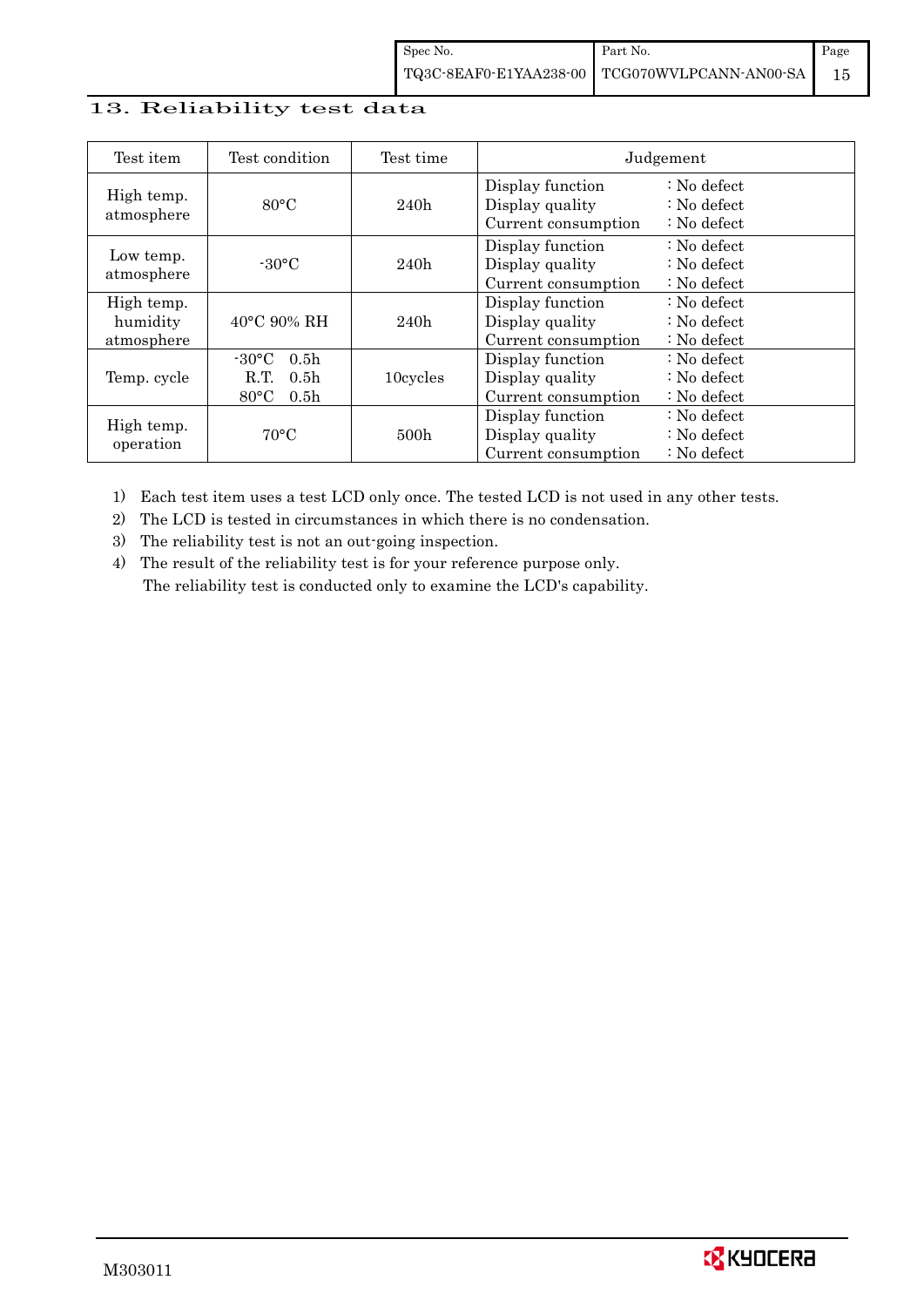## 13. Reliability test data

| Test item | Test condition | Test time | Judgement |
|---|---|---|---|
| High temp. atmosphere | 80°C | 240h | Display function : No defect<br>Display quality : No defect<br>Current consumption : No defect |
| Low temp. atmosphere | -30°C | 240h | Display function : No defect<br>Display quality : No defect<br>Current consumption : No defect |
| High temp. humidity atmosphere | 40°C 90% RH | 240h | Display function : No defect<br>Display quality : No defect<br>Current consumption : No defect |
| Temp. cycle | -30°C 0.5h<br>R.T. 0.5h<br>80°C 0.5h | 10cycles | Display function : No defect<br>Display quality : No defect<br>Current consumption : No defect |
| High temp. operation | 70°C | 500h | Display function : No defect<br>Display quality : No defect<br>Current consumption : No defect |

1) Each test item uses a test LCD only once. The tested LCD is not used in any other tests.
2) The LCD is tested in circumstances in which there is no condensation.
3) The reliability test is not an out-going inspection.
4) The result of the reliability test is for your reference purpose only.
   The reliability test is conducted only to examine the LCD's capability.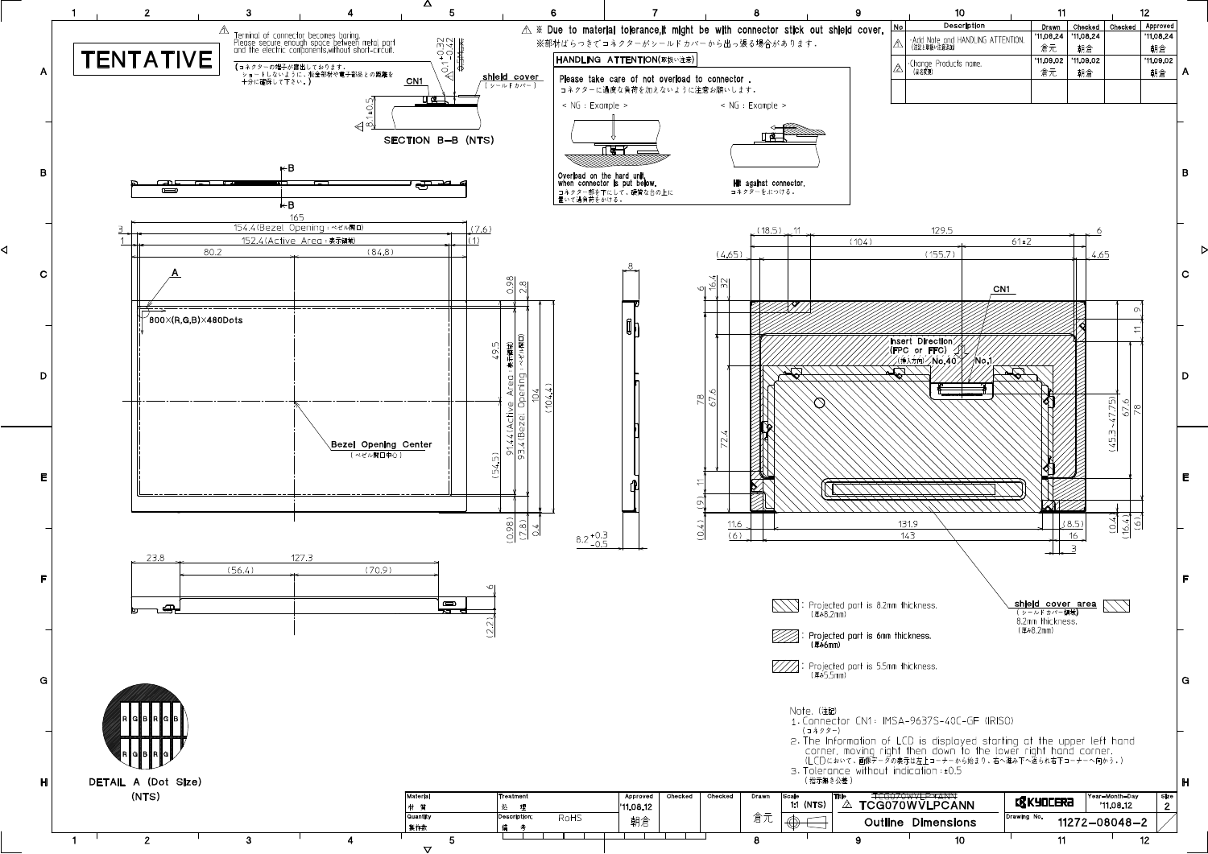# TENTATIVE

⚠ Terminal of connector becomes boring.
Please secure enough space between metal part and the electric components,without short-circuit.
(コネクターの端子が露出しております。ショートしないように、板金部材や電子部品との距離を十分に確保して下さい。)

SECTION B–B (NTS)

⚠ ※ Due to material tolerance,it might be with connector stick out shield cover.
※部材ばらつきでコネクターがシールドカバーから出っ張る場合があります。

**HANDLING ATTENTION**(取扱い注意)

Please take care of not overload to connector .
コネクターに過度な負荷を加えないように注意お願いします。

< NG : Example > Overload on the hard unit, when connector is put below.
コネクター部を下にして、硬質な台の上に置いて過負荷をかける。

< NG : Example > Hit against connector.
コネクターをぶつける。

| No | Description | Drawn | Checked | Checked | Approved |
|---|---|---|---|---|---|
| ⚠ | ·Add Note and HANDLING ATTENTION. (注記と取扱い注意追加) | '11,08,24 倉元 | '11,08,24 新倉 | | '11,08,24 朝倉 |
| ⚠ | ·Change Products name. (品名変更) | '11,09,02 倉元 | '11,09,02 新倉 | | '11,09,02 朝倉 |

800×(R,G,B)×480Dots

Bezel Opening Center (ベゼル開口中心)

Insert Direction (FPC or FFC) (挿入方向)

shield cover area (シールドカバー領域) 8.2mm thickness. (厚み8.2mm)

: Projected part is 8.2mm thickness. (厚み8.2mm)

: Projected part is 6mm thickness. (厚み6mm)

: Projected part is 5.5mm thickness. (厚み5.5mm)

Note. (注記)

1. Connector CN1 : IMSA-9637S-40C-GF (IRISO) (コネクター)
2. The Information of LCD is displayed starting at the upper left hand corner, moving right then down to the lower right hand corner. (LCDにおいて、画像データの表示は左上コーナーから始まり、右へ進み下へ送られ右下コーナーへ向かう。)
3. Tolerance without indication : ±0.5 (指示無き公差)

DETAIL A (Dot Size) (NTS)

| Material 材質 | Treatment 処理 | Approved '11,08,12 朝倉 | Checked | Checked | Drawn 倉元 | Scale 1:1 (NTS) | Title ⚠ TCG070WVLPCANN | KYOCERA | Year-Month-Day '11,08,12 | Size 2 |
|---|---|---|---|---|---|---|---|---|---|---|
| Quantity 製作数 | Description; 備考 RoHS | | | | | | Outline Dimensions | Drawing No. | 11272-08048-2 | |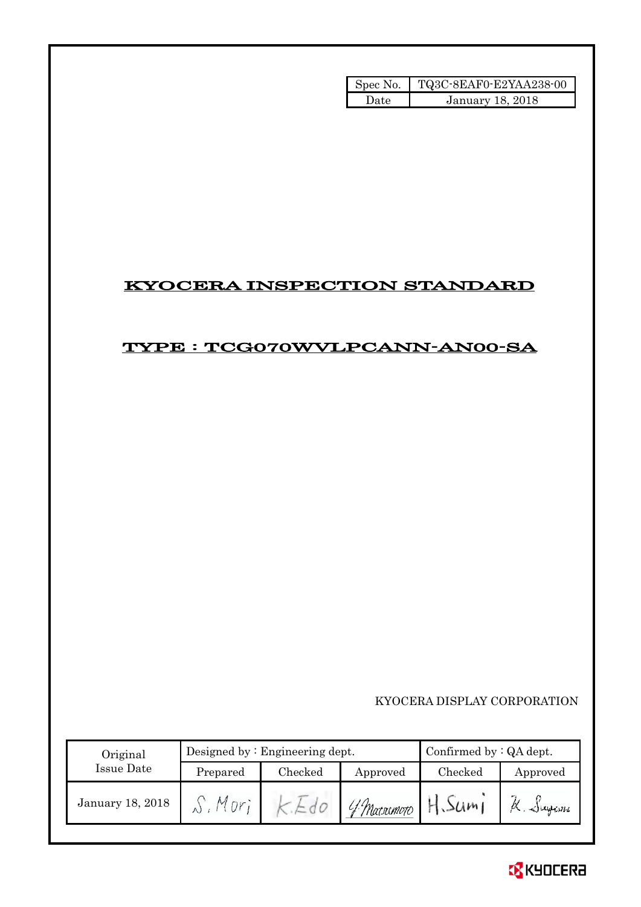| Spec No. | TQ3C-8EAF0-E2YAA238-00 |
| --- | --- |
| Date | January 18, 2018 |

# KYOCERA INSPECTION STANDARD

## TYPE : TCG070WVLPCANN-AN00-SA

KYOCERA DISPLAY CORPORATION

| Original Issue Date | Designed by : Engineering dept. | | | Confirmed by : QA dept. | |
| --- | --- | --- | --- | --- | --- |
| | Prepared | Checked | Approved | Checked | Approved |
| January 18, 2018 | S. Mori | K. Edo | Y. Matsumoto | H. Sumi | K. Sugiura |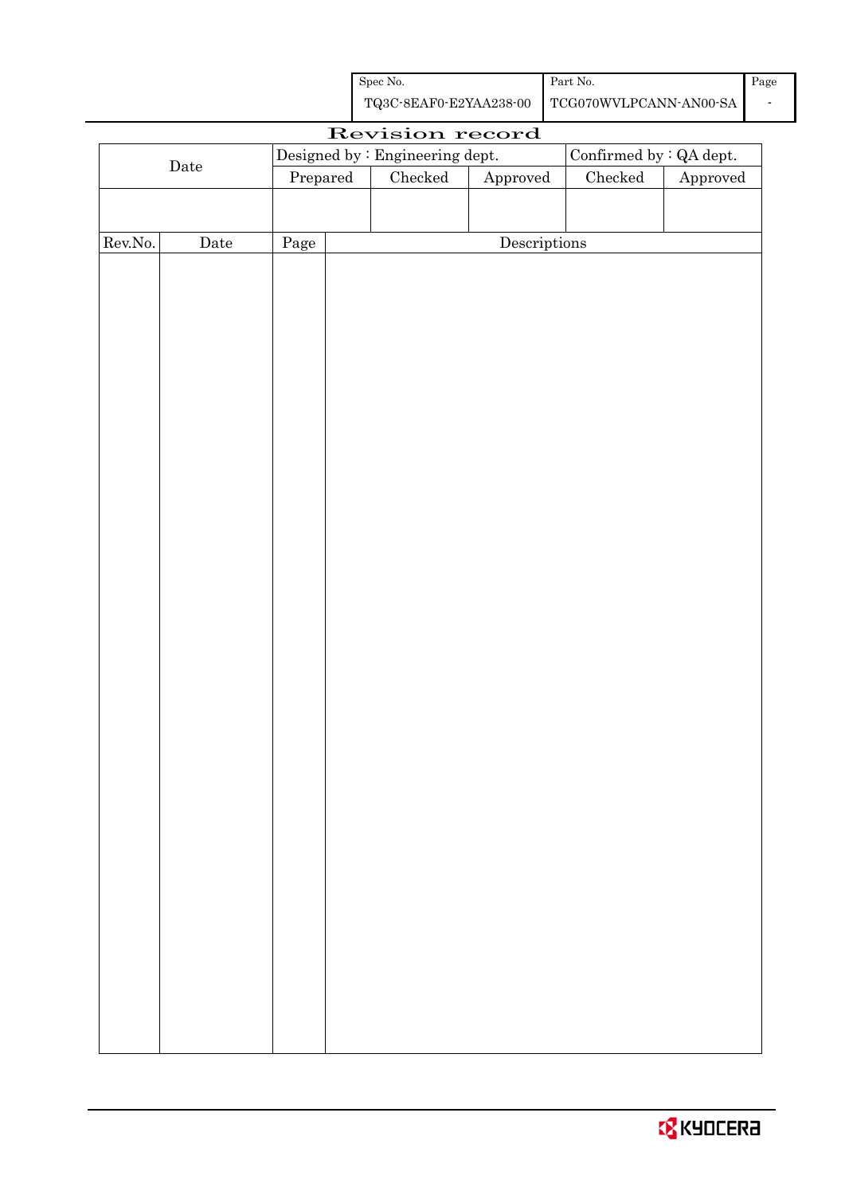| Spec No. | Part No. | Page |
|---|---|---|
| TQ3C-8EAF0-E2YAA238-00 | TCG070WVLPCANN-AN00-SA | - |

# Revision record

| Date | Designed by : Engineering dept. | | | Confirmed by : QA dept. | |
|---|---|---|---|---|---|
| | Prepared | Checked | Approved | Checked | Approved |
| | | | | | |

| Rev.No. | Date | Page | Descriptions |
|---|---|---|---|
| | | | |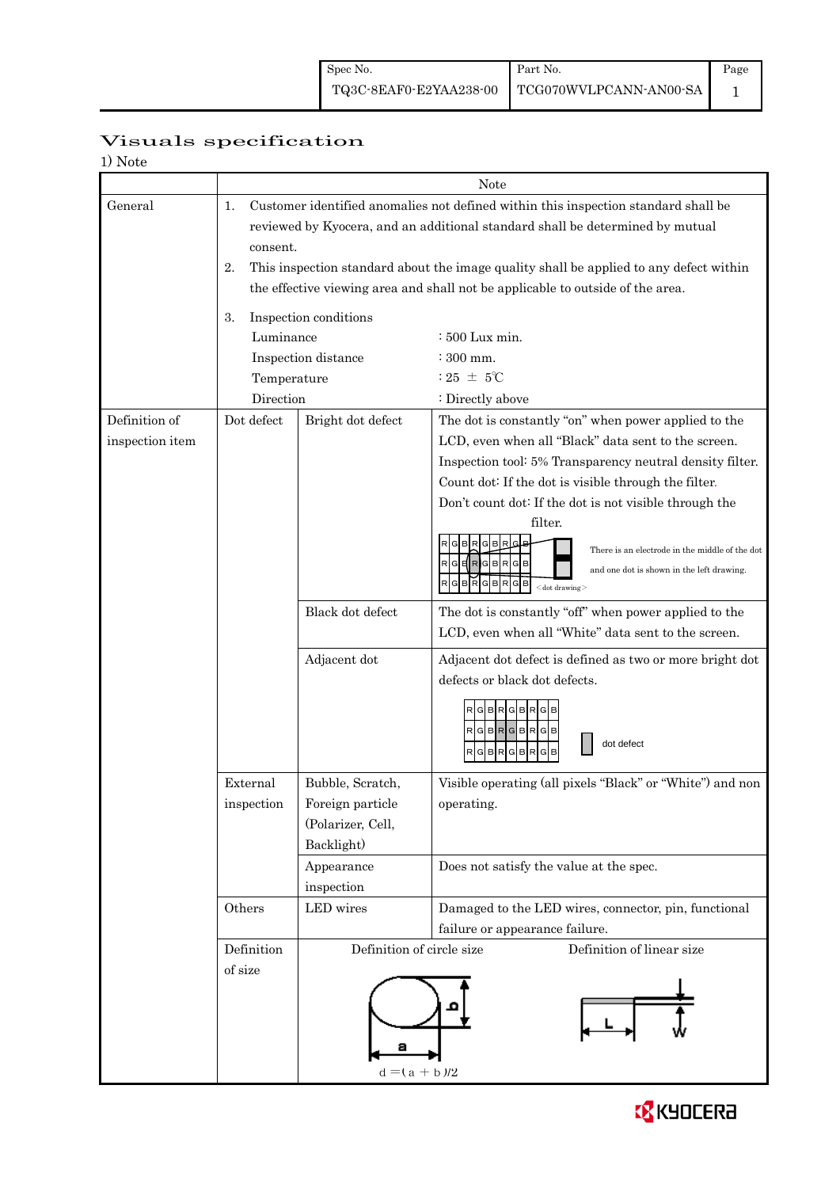| Spec No. | Part No. | Page |
|---|---|---|
| TQ3C-8EAF0-E2YAA238-00 | TCG070WVLPCANN-AN00-SA | 1 |

# Visuals specification

1) Note

| | Note | | |
|---|---|---|---|
| General | 1. Customer identified anomalies not defined within this inspection standard shall be reviewed by Kyocera, and an additional standard shall be determined by mutual consent.<br>2. This inspection standard about the image quality shall be applied to any defect within the effective viewing area and shall not be applicable to outside of the area.<br>3. Inspection conditions<br>Luminance : 500 Lux min.<br>Inspection distance : 300 mm.<br>Temperature : 25 ± 5℃<br>Direction : Directly above | | |
| Definition of inspection item | Dot defect | Bright dot defect | The dot is constantly "on" when power applied to the LCD, even when all "Black" data sent to the screen.<br>Inspection tool: 5% Transparency neutral density filter.<br>Count dot: If the dot is visible through the filter.<br>Don't count dot: If the dot is not visible through the filter.<br>There is an electrode in the middle of the dot and one dot is shown in the left drawing.<br><dot drawing> |
| | | Black dot defect | The dot is constantly "off" when power applied to the LCD, even when all "White" data sent to the screen. |
| | | Adjacent dot | Adjacent dot defect is defined as two or more bright dot defects or black dot defects.<br>dot defect |
| | External inspection | Bubble, Scratch, Foreign particle (Polarizer, Cell, Backlight) | Visible operating (all pixels "Black" or "White") and non operating. |
| | | Appearance inspection | Does not satisfy the value at the spec. |
| | Others | LED wires | Damaged to the LED wires, connector, pin, functional failure or appearance failure. |
| | Definition of size | Definition of circle size<br>$d = (a + b)/2$ | Definition of linear size<br>L, W |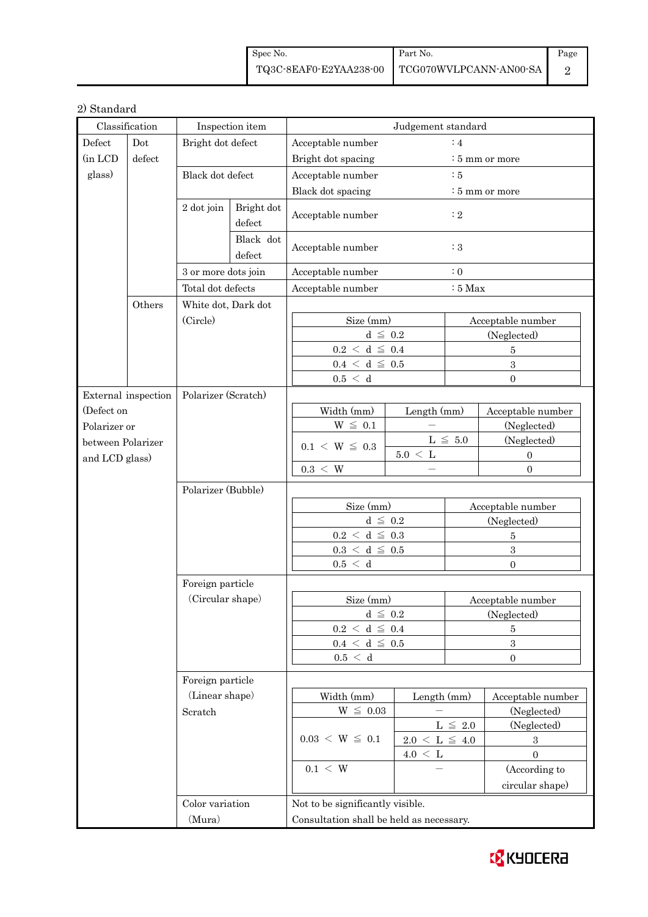2) Standard

| Classification | | Inspection item | | Judgement standard |
|---|---|---|---|---|
| Defect (in LCD glass) | Dot defect | Bright dot defect | | Acceptable number : 4<br>Bright dot spacing : 5 mm or more |
| | | Black dot defect | | Acceptable number : 5<br>Black dot spacing : 5 mm or more |
| | | 2 dot join | Bright dot defect | Acceptable number : 2 |
| | | | Black dot defect | Acceptable number : 3 |
| | | 3 or more dots join | | Acceptable number : 0 |
| | | Total dot defects | | Acceptable number : 5 Max |
| | Others | White dot, Dark dot (Circle) | | See table A |
| External inspection (Defect on Polarizer or between Polarizer and LCD glass) | | Polarizer (Scratch) | | See table B |
| | | Polarizer (Bubble) | | See table C |
| | | Foreign particle (Circular shape) | | See table D |
| | | Foreign particle (Linear shape) Scratch | | See table E |
| | | Color variation (Mura) | | Not to be significantly visible.<br>Consultation shall be held as necessary. |

Table A – White dot, Dark dot (Circle)

| Size (mm) | Acceptable number |
|---|---|
| $d \leqq 0.2$ | (Neglected) |
| $0.2 < d \leqq 0.4$ | 5 |
| $0.4 < d \leqq 0.5$ | 3 |
| $0.5 < d$ | 0 |

Table B – Polarizer (Scratch)

| Width (mm) | Length (mm) | Acceptable number |
|---|---|---|
| $W \leqq 0.1$ | — | (Neglected) |
| $0.1 < W \leqq 0.3$ | $L \leqq 5.0$ | (Neglected) |
| | $5.0 < L$ | 0 |
| $0.3 < W$ | — | 0 |

Table C – Polarizer (Bubble)

| Size (mm) | Acceptable number |
|---|---|
| $d \leqq 0.2$ | (Neglected) |
| $0.2 < d \leqq 0.3$ | 5 |
| $0.3 < d \leqq 0.5$ | 3 |
| $0.5 < d$ | 0 |

Table D – Foreign particle (Circular shape)

| Size (mm) | Acceptable number |
|---|---|
| $d \leqq 0.2$ | (Neglected) |
| $0.2 < d \leqq 0.4$ | 5 |
| $0.4 < d \leqq 0.5$ | 3 |
| $0.5 < d$ | 0 |

Table E – Foreign particle (Linear shape) Scratch

| Width (mm) | Length (mm) | Acceptable number |
|---|---|---|
| $W \leqq 0.03$ | — | (Neglected) |
| $0.03 < W \leqq 0.1$ | $L \leqq 2.0$ | (Neglected) |
| | $2.0 < L \leqq 4.0$ | 3 |
| | $4.0 < L$ | 0 |
| $0.1 < W$ | — | (According to circular shape) |